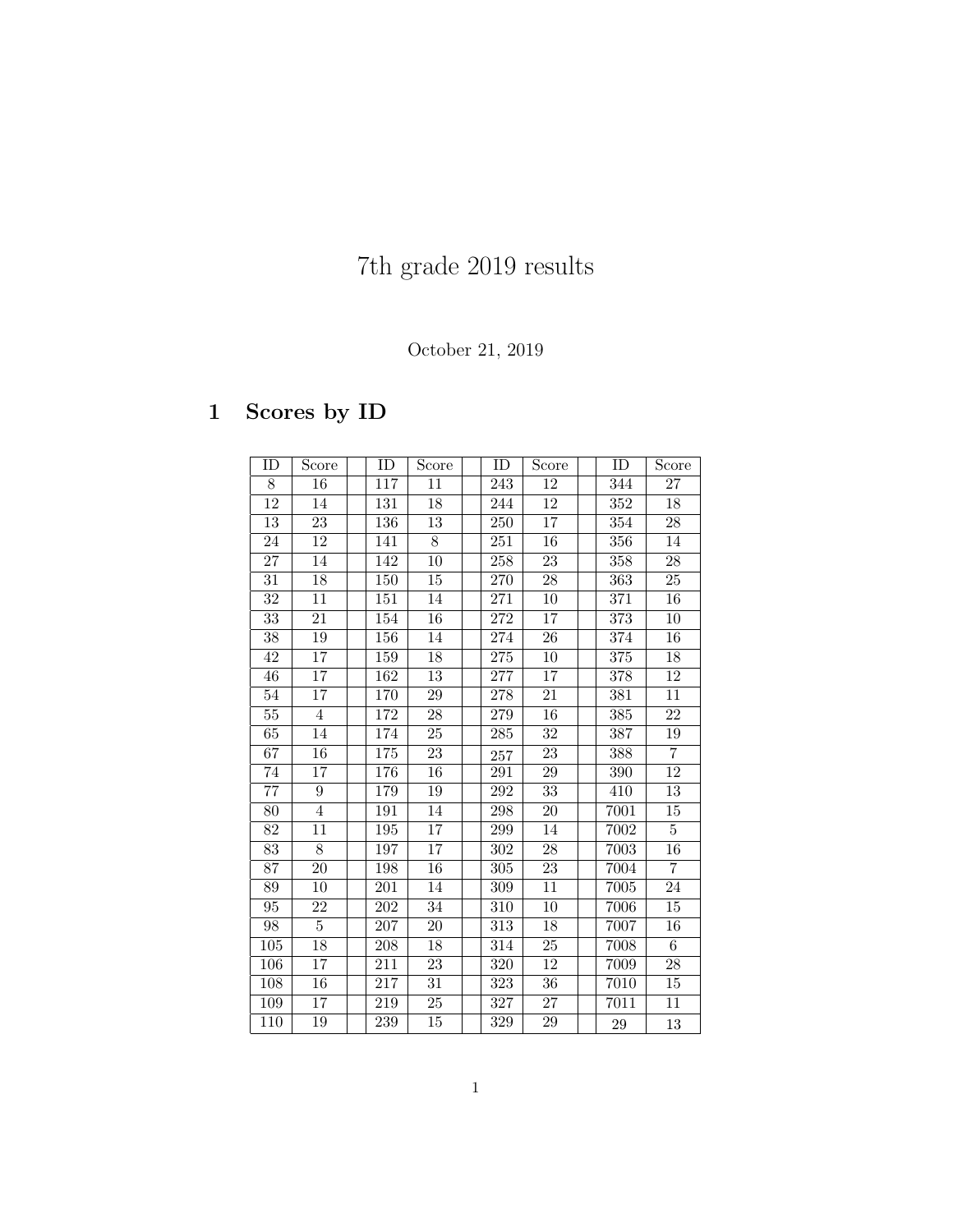# 7th grade 2019 results

October 21, 2019

## 1 Scores by ID

| ID | Score | | ID | Score | | ID | Score | | ID | Score |
|---|---|---|---|---|---|---|---|---|---|---|
| 8 | 16 | | 117 | 11 | | 243 | 12 | | 344 | 27 |
| 12 | 14 | | 131 | 18 | | 244 | 12 | | 352 | 18 |
| 13 | 23 | | 136 | 13 | | 250 | 17 | | 354 | 28 |
| 24 | 12 | | 141 | 8 | | 251 | 16 | | 356 | 14 |
| 27 | 14 | | 142 | 10 | | 258 | 23 | | 358 | 28 |
| 31 | 18 | | 150 | 15 | | 270 | 28 | | 363 | 25 |
| 32 | 11 | | 151 | 14 | | 271 | 10 | | 371 | 16 |
| 33 | 21 | | 154 | 16 | | 272 | 17 | | 373 | 10 |
| 38 | 19 | | 156 | 14 | | 274 | 26 | | 374 | 16 |
| 42 | 17 | | 159 | 18 | | 275 | 10 | | 375 | 18 |
| 46 | 17 | | 162 | 13 | | 277 | 17 | | 378 | 12 |
| 54 | 17 | | 170 | 29 | | 278 | 21 | | 381 | 11 |
| 55 | 4 | | 172 | 28 | | 279 | 16 | | 385 | 22 |
| 65 | 14 | | 174 | 25 | | 285 | 32 | | 387 | 19 |
| 67 | 16 | | 175 | 23 | | 257 | 23 | | 388 | 7 |
| 74 | 17 | | 176 | 16 | | 291 | 29 | | 390 | 12 |
| 77 | 9 | | 179 | 19 | | 292 | 33 | | 410 | 13 |
| 80 | 4 | | 191 | 14 | | 298 | 20 | | 7001 | 15 |
| 82 | 11 | | 195 | 17 | | 299 | 14 | | 7002 | 5 |
| 83 | 8 | | 197 | 17 | | 302 | 28 | | 7003 | 16 |
| 87 | 20 | | 198 | 16 | | 305 | 23 | | 7004 | 7 |
| 89 | 10 | | 201 | 14 | | 309 | 11 | | 7005 | 24 |
| 95 | 22 | | 202 | 34 | | 310 | 10 | | 7006 | 15 |
| 98 | 5 | | 207 | 20 | | 313 | 18 | | 7007 | 16 |
| 105 | 18 | | 208 | 18 | | 314 | 25 | | 7008 | 6 |
| 106 | 17 | | 211 | 23 | | 320 | 12 | | 7009 | 28 |
| 108 | 16 | | 217 | 31 | | 323 | 36 | | 7010 | 15 |
| 109 | 17 | | 219 | 25 | | 327 | 27 | | 7011 | 11 |
| 110 | 19 | | 239 | 15 | | 329 | 29 | | 29 | 13 |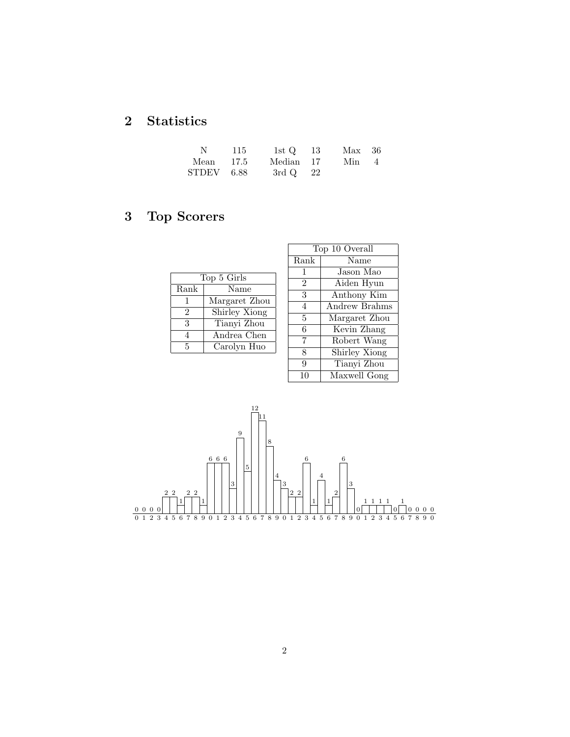## 2 Statistics

| | | | | | |
|---|---|---|---|---|---|
| N | 115 | 1st Q | 13 | Max | 36 |
| Mean | 17.5 | Median | 17 | Min | 4 |
| STDEV | 6.88 | 3rd Q | 22 | | |

## 3 Top Scorers

| Top 5 Girls | |
|---|---|
| Rank | Name |
| 1 | Margaret Zhou |
| 2 | Shirley Xiong |
| 3 | Tianyi Zhou |
| 4 | Andrea Chen |
| 5 | Carolyn Huo |

| Top 10 Overall | |
|---|---|
| Rank | Name |
| 1 | Jason Mao |
| 2 | Aiden Hyun |
| 3 | Anthony Kim |
| 4 | Andrew Brahms |
| 5 | Margaret Zhou |
| 6 | Kevin Zhang |
| 7 | Robert Wang |
| 8 | Shirley Xiong |
| 9 | Tianyi Zhou |
| 10 | Maxwell Gong |

0 0 0 0 2 2 1 2 2 1 6 6 6 3 9 5 12 11 8 4 3 2 2 6 1 4 1 2 6 3 0 1 1 1 1 0 1 0 0 0 0

0 1 2 3 4 5 6 7 8 9 0 1 2 3 4 5 6 7 8 9 0 1 2 3 4 5 6 7 8 9 0 1 2 3 4 5 6 7 8 9 0